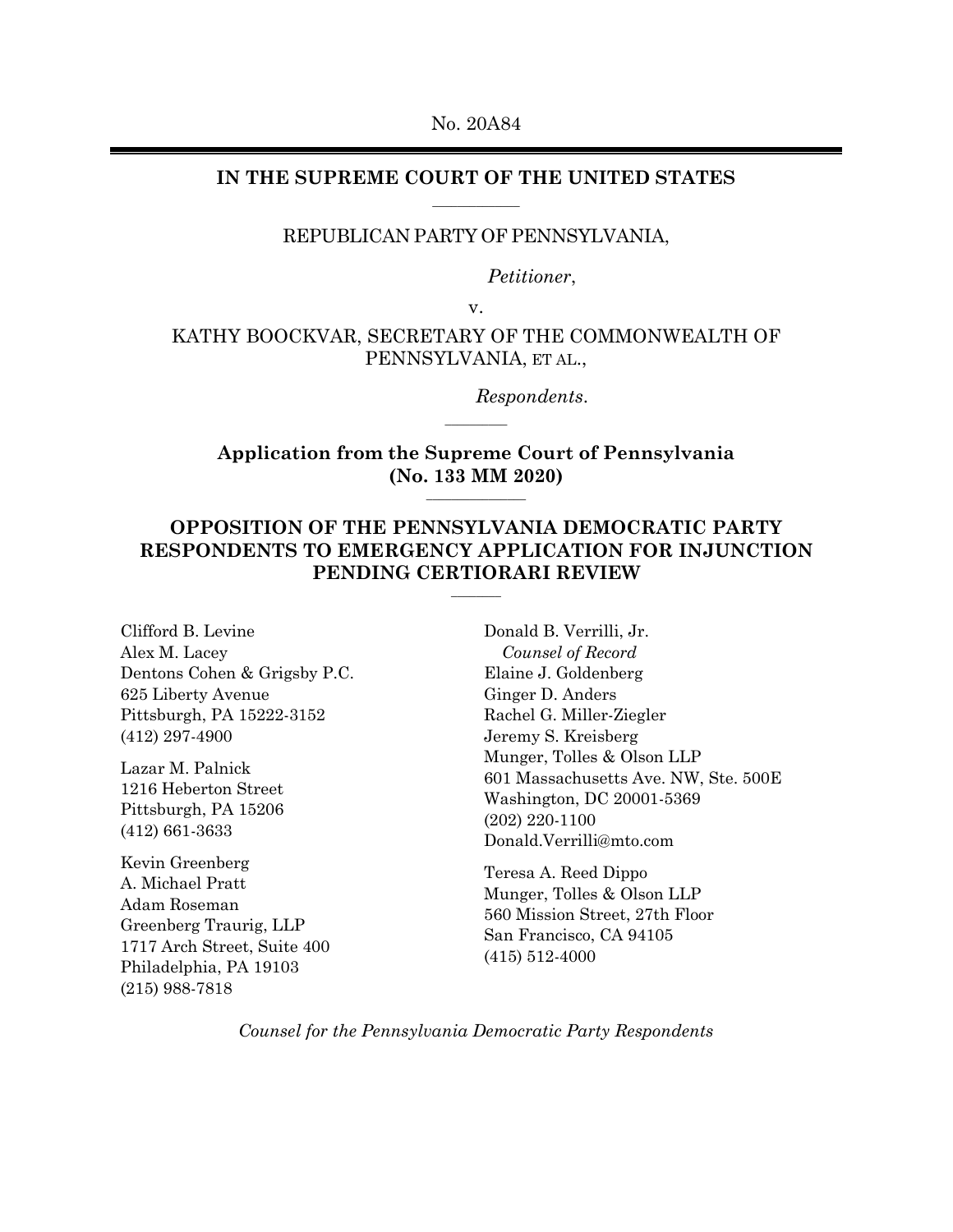No. 20A84

**IN THE SUPREME COURT OF THE UNITED STATES**

REPUBLICAN PARTY OF PENNSYLVANIA,

*Petitioner*,

v.

KATHY BOOCKVAR, SECRETARY OF THE COMMONWEALTH OF PENNSYLVANIA, ET AL.,

*Respondents*.

**Application from the Supreme Court of Pennsylvania (No. 133 MM 2020)**

**OPPOSITION OF THE PENNSYLVANIA DEMOCRATIC PARTY RESPONDENTS TO EMERGENCY APPLICATION FOR INJUNCTION PENDING CERTIORARI REVIEW**

Clifford B. Levine
Alex M. Lacey
Dentons Cohen & Grigsby P.C.
625 Liberty Avenue
Pittsburgh, PA 15222-3152
(412) 297-4900

Lazar M. Palnick
1216 Heberton Street
Pittsburgh, PA 15206
(412) 661-3633

Kevin Greenberg
A. Michael Pratt
Adam Roseman
Greenberg Traurig, LLP
1717 Arch Street, Suite 400
Philadelphia, PA 19103
(215) 988-7818

Donald B. Verrilli, Jr.
*Counsel of Record*
Elaine J. Goldenberg
Ginger D. Anders
Rachel G. Miller-Ziegler
Jeremy S. Kreisberg
Munger, Tolles & Olson LLP
601 Massachusetts Ave. NW, Ste. 500E
Washington, DC 20001-5369
(202) 220-1100
Donald.Verrilli@mto.com

Teresa A. Reed Dippo
Munger, Tolles & Olson LLP
560 Mission Street, 27th Floor
San Francisco, CA 94105
(415) 512-4000

*Counsel for the Pennsylvania Democratic Party Respondents*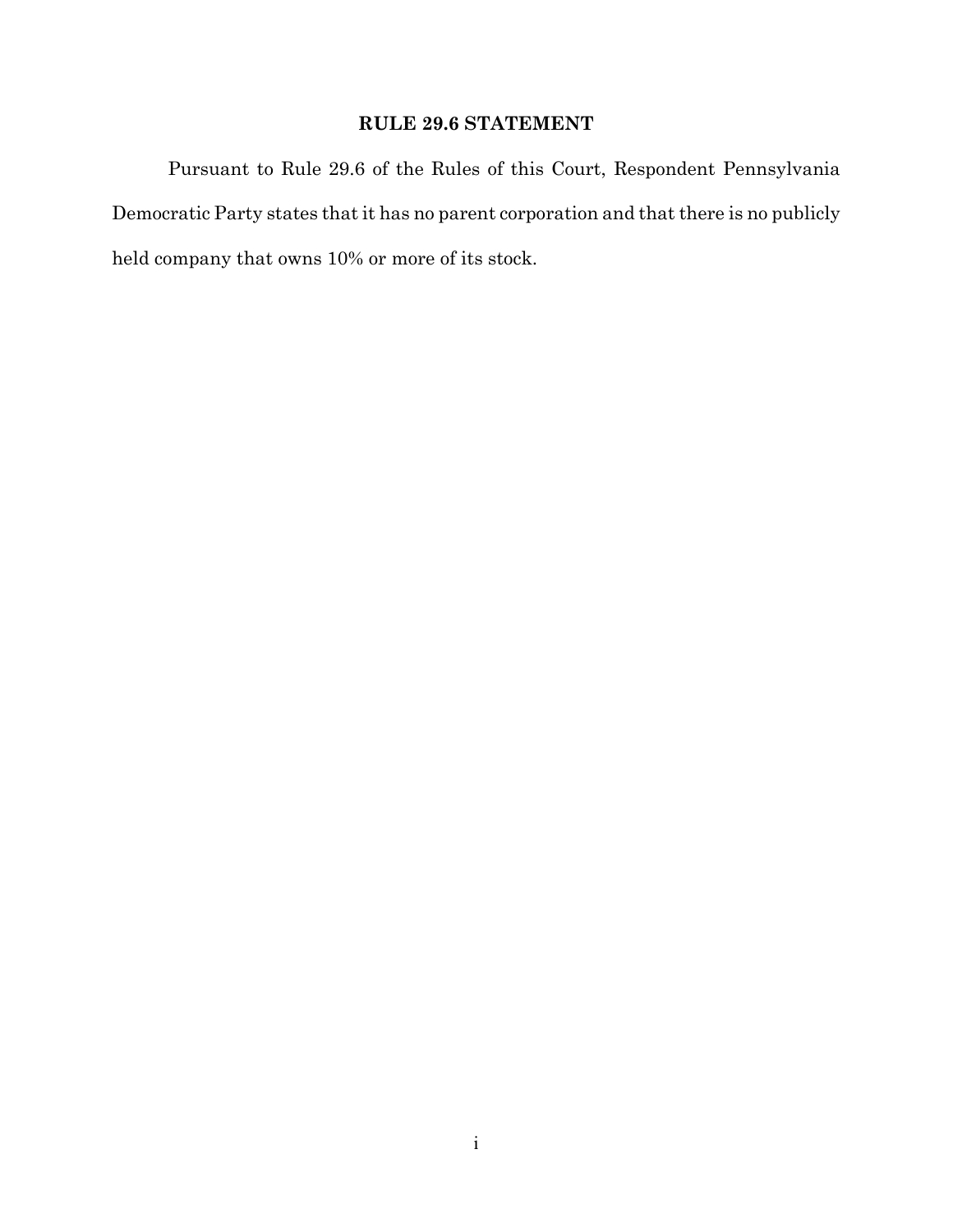## RULE 29.6 STATEMENT

Pursuant to Rule 29.6 of the Rules of this Court, Respondent Pennsylvania Democratic Party states that it has no parent corporation and that there is no publicly held company that owns 10% or more of its stock.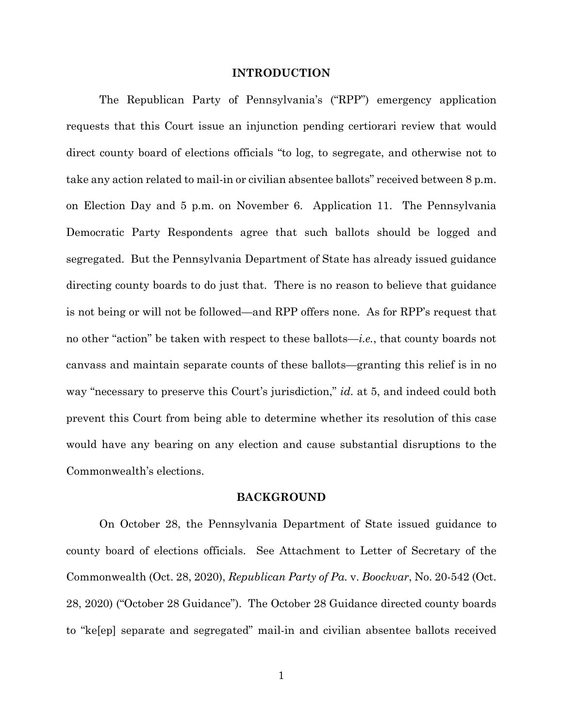## INTRODUCTION

The Republican Party of Pennsylvania's ("RPP") emergency application requests that this Court issue an injunction pending certiorari review that would direct county board of elections officials "to log, to segregate, and otherwise not to take any action related to mail-in or civilian absentee ballots" received between 8 p.m. on Election Day and 5 p.m. on November 6. Application 11. The Pennsylvania Democratic Party Respondents agree that such ballots should be logged and segregated. But the Pennsylvania Department of State has already issued guidance directing county boards to do just that. There is no reason to believe that guidance is not being or will not be followed—and RPP offers none. As for RPP's request that no other "action" be taken with respect to these ballots—*i.e.*, that county boards not canvass and maintain separate counts of these ballots—granting this relief is in no way "necessary to preserve this Court's jurisdiction," *id.* at 5, and indeed could both prevent this Court from being able to determine whether its resolution of this case would have any bearing on any election and cause substantial disruptions to the Commonwealth's elections.

## BACKGROUND

On October 28, the Pennsylvania Department of State issued guidance to county board of elections officials. See Attachment to Letter of Secretary of the Commonwealth (Oct. 28, 2020), *Republican Party of Pa.* v. *Boockvar*, No. 20-542 (Oct. 28, 2020) ("October 28 Guidance"). The October 28 Guidance directed county boards to "ke[ep] separate and segregated" mail-in and civilian absentee ballots received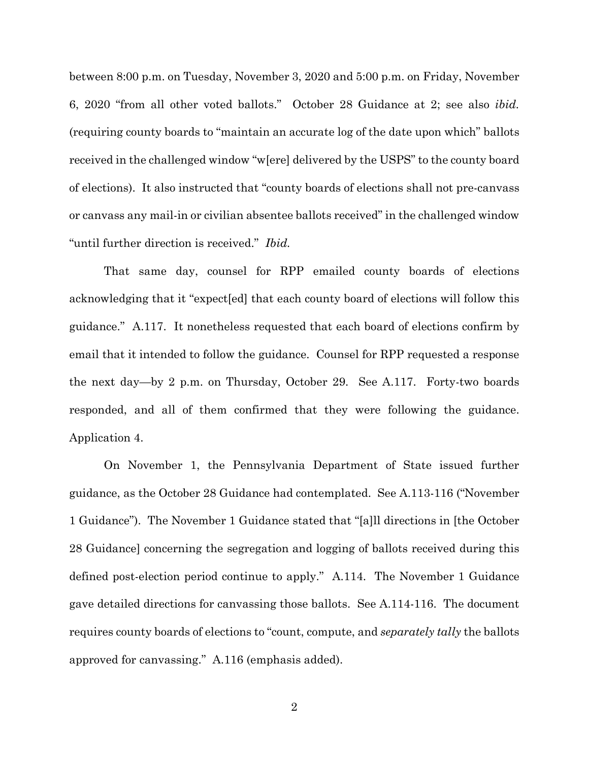between 8:00 p.m. on Tuesday, November 3, 2020 and 5:00 p.m. on Friday, November 6, 2020 "from all other voted ballots." October 28 Guidance at 2; see also *ibid.* (requiring county boards to "maintain an accurate log of the date upon which" ballots received in the challenged window "w[ere] delivered by the USPS" to the county board of elections). It also instructed that "county boards of elections shall not pre-canvass or canvass any mail-in or civilian absentee ballots received" in the challenged window "until further direction is received." *Ibid.*

That same day, counsel for RPP emailed county boards of elections acknowledging that it "expect[ed] that each county board of elections will follow this guidance." A.117. It nonetheless requested that each board of elections confirm by email that it intended to follow the guidance. Counsel for RPP requested a response the next day—by 2 p.m. on Thursday, October 29. See A.117. Forty-two boards responded, and all of them confirmed that they were following the guidance. Application 4.

On November 1, the Pennsylvania Department of State issued further guidance, as the October 28 Guidance had contemplated. See A.113-116 ("November 1 Guidance"). The November 1 Guidance stated that "[a]ll directions in [the October 28 Guidance] concerning the segregation and logging of ballots received during this defined post-election period continue to apply." A.114. The November 1 Guidance gave detailed directions for canvassing those ballots. See A.114-116. The document requires county boards of elections to "count, compute, and *separately tally* the ballots approved for canvassing." A.116 (emphasis added).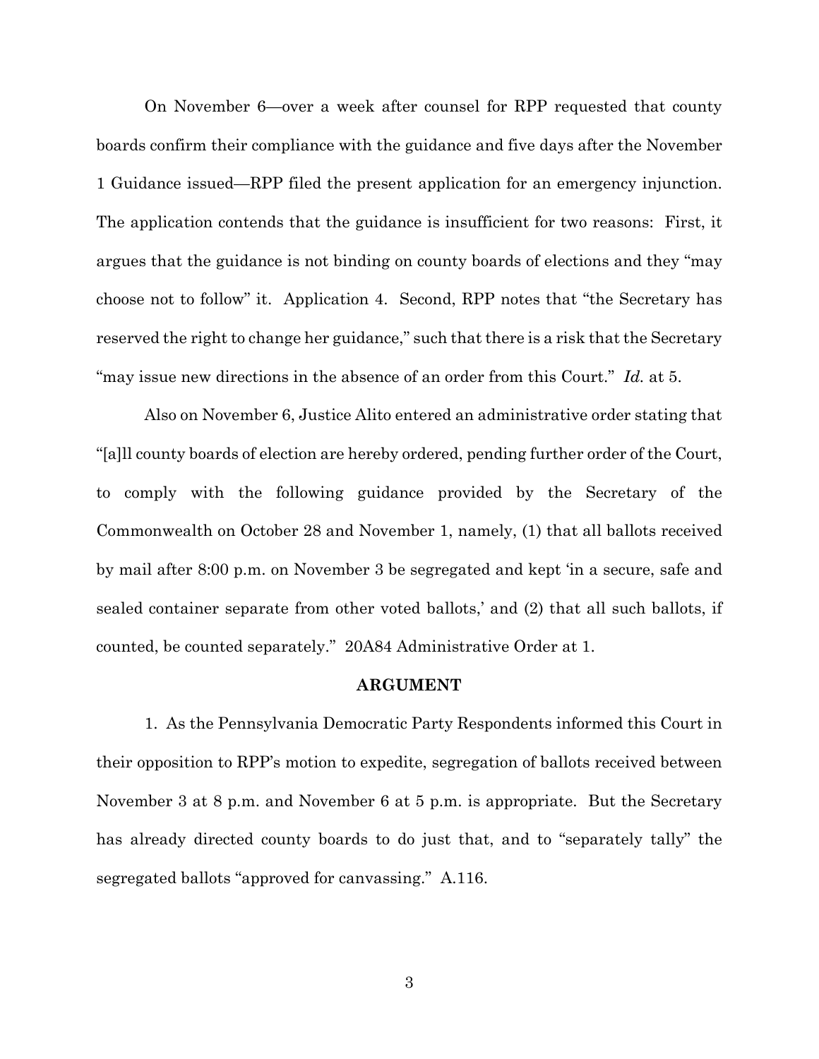On November 6—over a week after counsel for RPP requested that county boards confirm their compliance with the guidance and five days after the November 1 Guidance issued—RPP filed the present application for an emergency injunction. The application contends that the guidance is insufficient for two reasons: First, it argues that the guidance is not binding on county boards of elections and they "may choose not to follow" it. Application 4. Second, RPP notes that "the Secretary has reserved the right to change her guidance," such that there is a risk that the Secretary "may issue new directions in the absence of an order from this Court." *Id.* at 5.

Also on November 6, Justice Alito entered an administrative order stating that "[a]ll county boards of election are hereby ordered, pending further order of the Court, to comply with the following guidance provided by the Secretary of the Commonwealth on October 28 and November 1, namely, (1) that all ballots received by mail after 8:00 p.m. on November 3 be segregated and kept 'in a secure, safe and sealed container separate from other voted ballots,' and (2) that all such ballots, if counted, be counted separately." 20A84 Administrative Order at 1.

**ARGUMENT**

1. As the Pennsylvania Democratic Party Respondents informed this Court in their opposition to RPP's motion to expedite, segregation of ballots received between November 3 at 8 p.m. and November 6 at 5 p.m. is appropriate. But the Secretary has already directed county boards to do just that, and to "separately tally" the segregated ballots "approved for canvassing." A.116.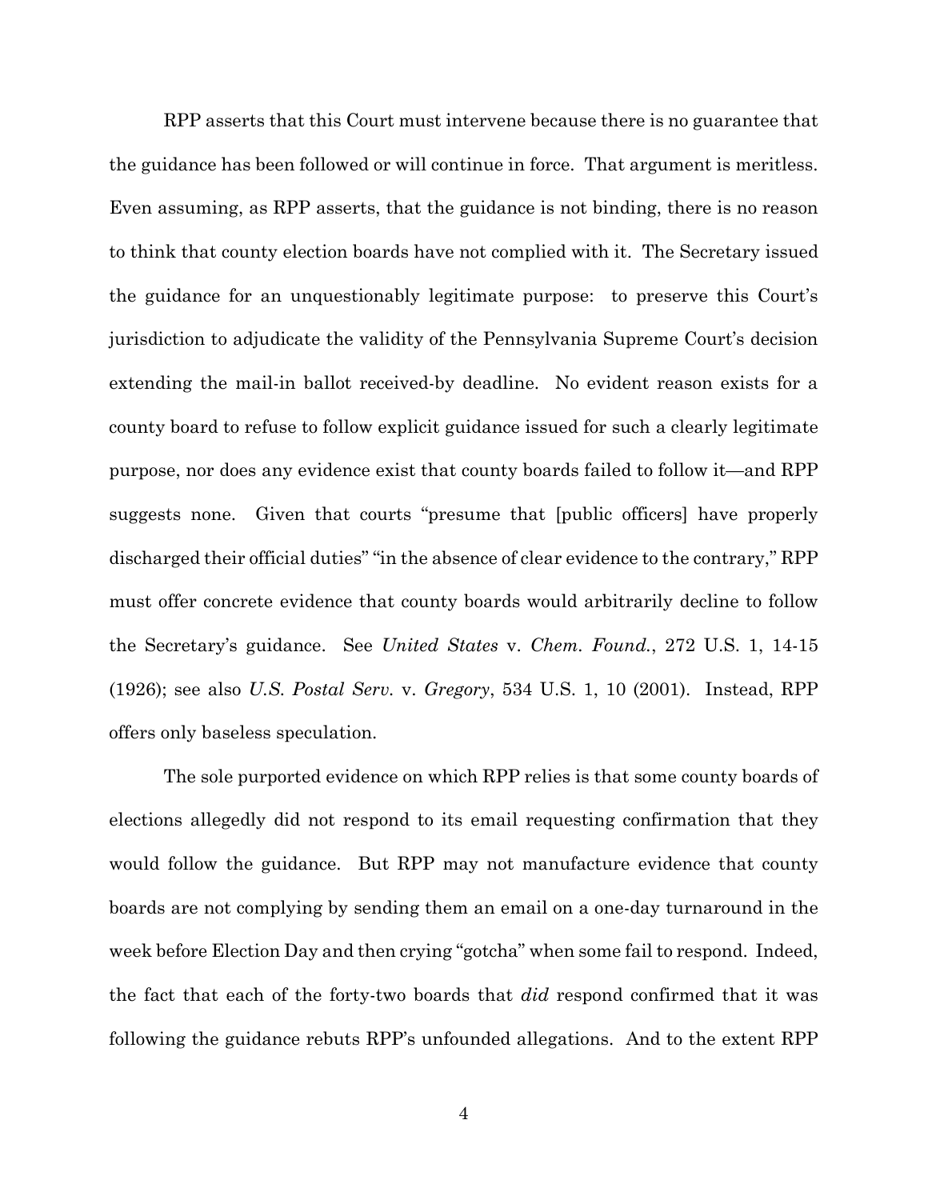RPP asserts that this Court must intervene because there is no guarantee that the guidance has been followed or will continue in force. That argument is meritless. Even assuming, as RPP asserts, that the guidance is not binding, there is no reason to think that county election boards have not complied with it. The Secretary issued the guidance for an unquestionably legitimate purpose: to preserve this Court's jurisdiction to adjudicate the validity of the Pennsylvania Supreme Court's decision extending the mail-in ballot received-by deadline. No evident reason exists for a county board to refuse to follow explicit guidance issued for such a clearly legitimate purpose, nor does any evidence exist that county boards failed to follow it—and RPP suggests none. Given that courts "presume that [public officers] have properly discharged their official duties" "in the absence of clear evidence to the contrary," RPP must offer concrete evidence that county boards would arbitrarily decline to follow the Secretary's guidance. See *United States* v. *Chem. Found.*, 272 U.S. 1, 14-15 (1926); see also *U.S. Postal Serv.* v. *Gregory*, 534 U.S. 1, 10 (2001). Instead, RPP offers only baseless speculation.

The sole purported evidence on which RPP relies is that some county boards of elections allegedly did not respond to its email requesting confirmation that they would follow the guidance. But RPP may not manufacture evidence that county boards are not complying by sending them an email on a one-day turnaround in the week before Election Day and then crying "gotcha" when some fail to respond. Indeed, the fact that each of the forty-two boards that *did* respond confirmed that it was following the guidance rebuts RPP's unfounded allegations. And to the extent RPP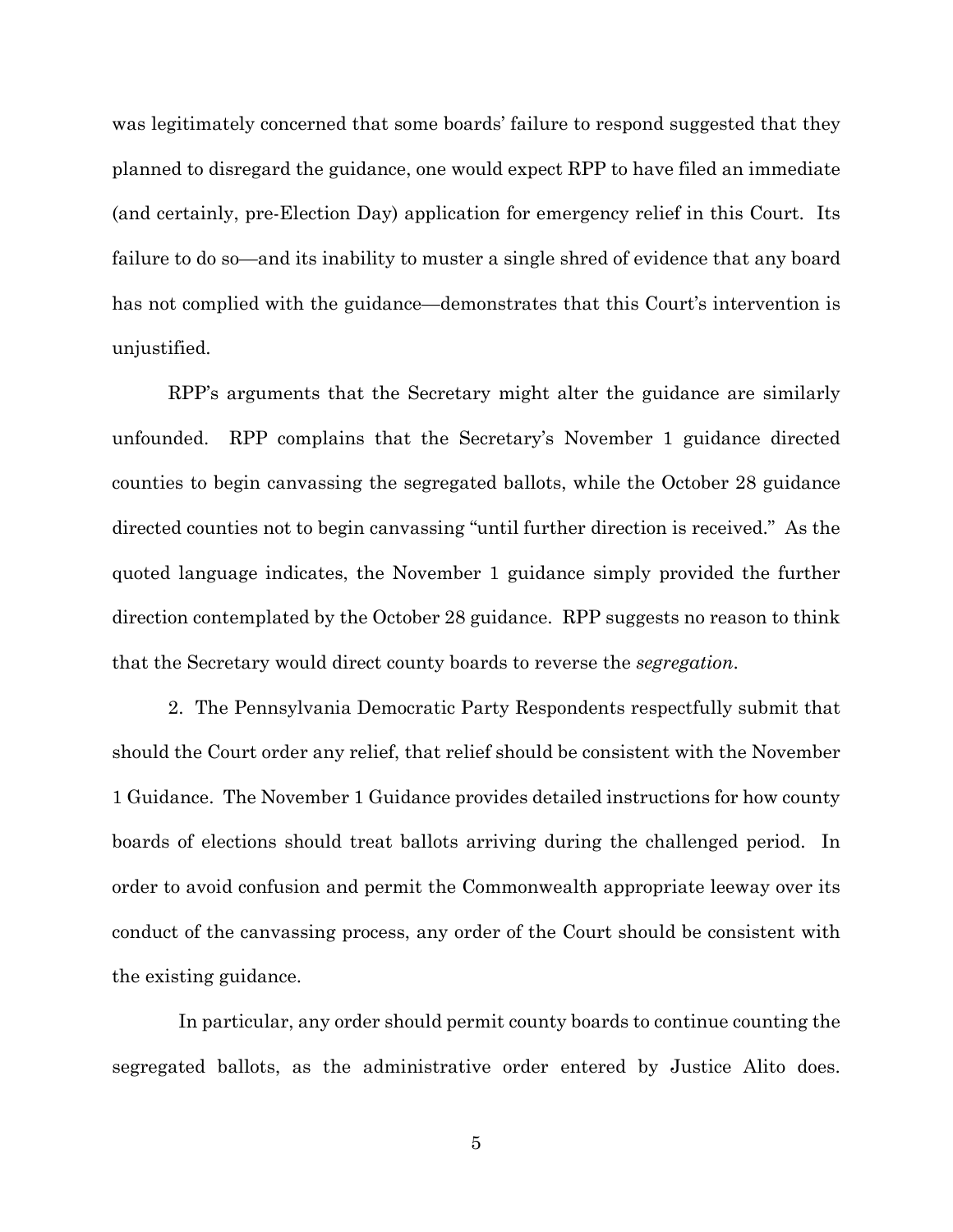was legitimately concerned that some boards' failure to respond suggested that they planned to disregard the guidance, one would expect RPP to have filed an immediate (and certainly, pre-Election Day) application for emergency relief in this Court. Its failure to do so—and its inability to muster a single shred of evidence that any board has not complied with the guidance—demonstrates that this Court's intervention is unjustified.

RPP's arguments that the Secretary might alter the guidance are similarly unfounded. RPP complains that the Secretary's November 1 guidance directed counties to begin canvassing the segregated ballots, while the October 28 guidance directed counties not to begin canvassing "until further direction is received." As the quoted language indicates, the November 1 guidance simply provided the further direction contemplated by the October 28 guidance. RPP suggests no reason to think that the Secretary would direct county boards to reverse the *segregation*.

2. The Pennsylvania Democratic Party Respondents respectfully submit that should the Court order any relief, that relief should be consistent with the November 1 Guidance. The November 1 Guidance provides detailed instructions for how county boards of elections should treat ballots arriving during the challenged period. In order to avoid confusion and permit the Commonwealth appropriate leeway over its conduct of the canvassing process, any order of the Court should be consistent with the existing guidance.

In particular, any order should permit county boards to continue counting the segregated ballots, as the administrative order entered by Justice Alito does.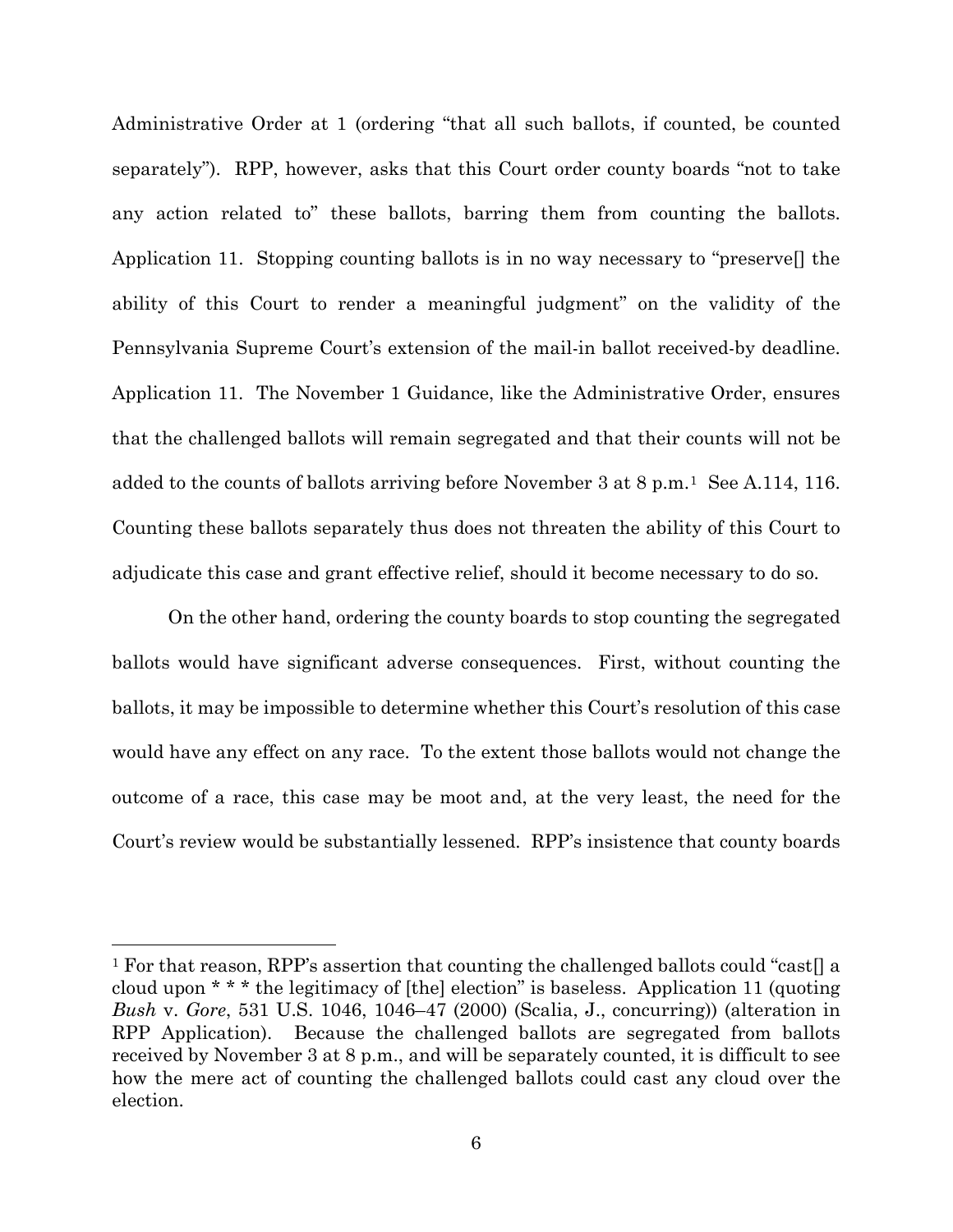Administrative Order at 1 (ordering "that all such ballots, if counted, be counted separately"). RPP, however, asks that this Court order county boards "not to take any action related to" these ballots, barring them from counting the ballots. Application 11. Stopping counting ballots is in no way necessary to "preserve[] the ability of this Court to render a meaningful judgment" on the validity of the Pennsylvania Supreme Court's extension of the mail-in ballot received-by deadline. Application 11. The November 1 Guidance, like the Administrative Order, ensures that the challenged ballots will remain segregated and that their counts will not be added to the counts of ballots arriving before November 3 at 8 p.m.[1] See A.114, 116. Counting these ballots separately thus does not threaten the ability of this Court to adjudicate this case and grant effective relief, should it become necessary to do so.

On the other hand, ordering the county boards to stop counting the segregated ballots would have significant adverse consequences. First, without counting the ballots, it may be impossible to determine whether this Court's resolution of this case would have any effect on any race. To the extent those ballots would not change the outcome of a race, this case may be moot and, at the very least, the need for the Court's review would be substantially lessened. RPP's insistence that county boards

---

[1] For that reason, RPP's assertion that counting the challenged ballots could "cast[] a cloud upon * * * the legitimacy of [the] election" is baseless. Application 11 (quoting *Bush* v. *Gore*, 531 U.S. 1046, 1046–47 (2000) (Scalia, J., concurring)) (alteration in RPP Application). Because the challenged ballots are segregated from ballots received by November 3 at 8 p.m., and will be separately counted, it is difficult to see how the mere act of counting the challenged ballots could cast any cloud over the election.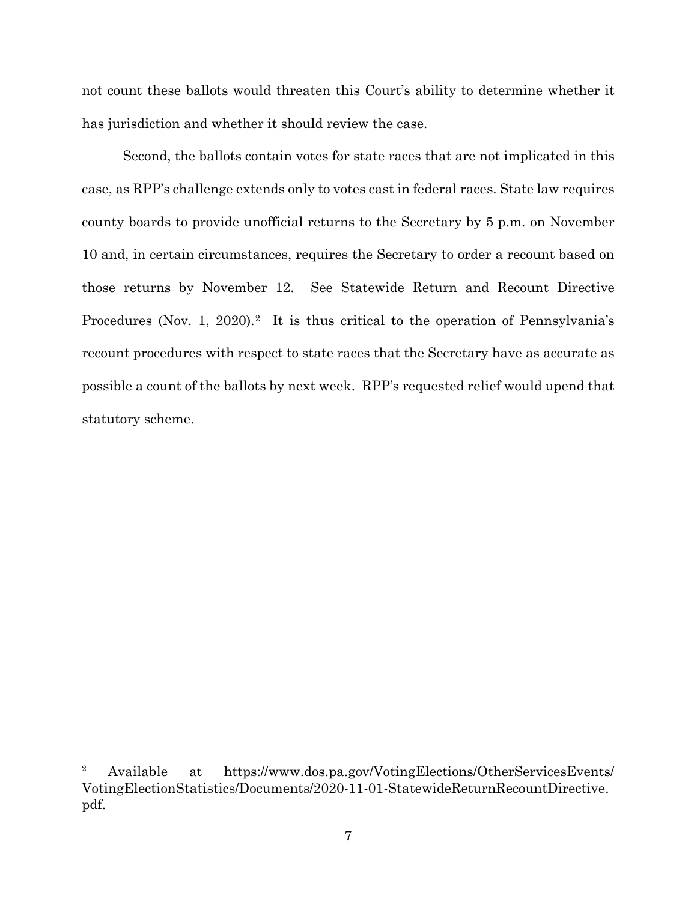not count these ballots would threaten this Court's ability to determine whether it has jurisdiction and whether it should review the case.

Second, the ballots contain votes for state races that are not implicated in this case, as RPP's challenge extends only to votes cast in federal races. State law requires county boards to provide unofficial returns to the Secretary by 5 p.m. on November 10 and, in certain circumstances, requires the Secretary to order a recount based on those returns by November 12. See Statewide Return and Recount Directive Procedures (Nov. 1, 2020).[2] It is thus critical to the operation of Pennsylvania's recount procedures with respect to state races that the Secretary have as accurate as possible a count of the ballots by next week. RPP's requested relief would upend that statutory scheme.

---

[2] Available at https://www.dos.pa.gov/VotingElections/OtherServicesEvents/VotingElectionStatistics/Documents/2020-11-01-StatewideReturnRecountDirective.pdf.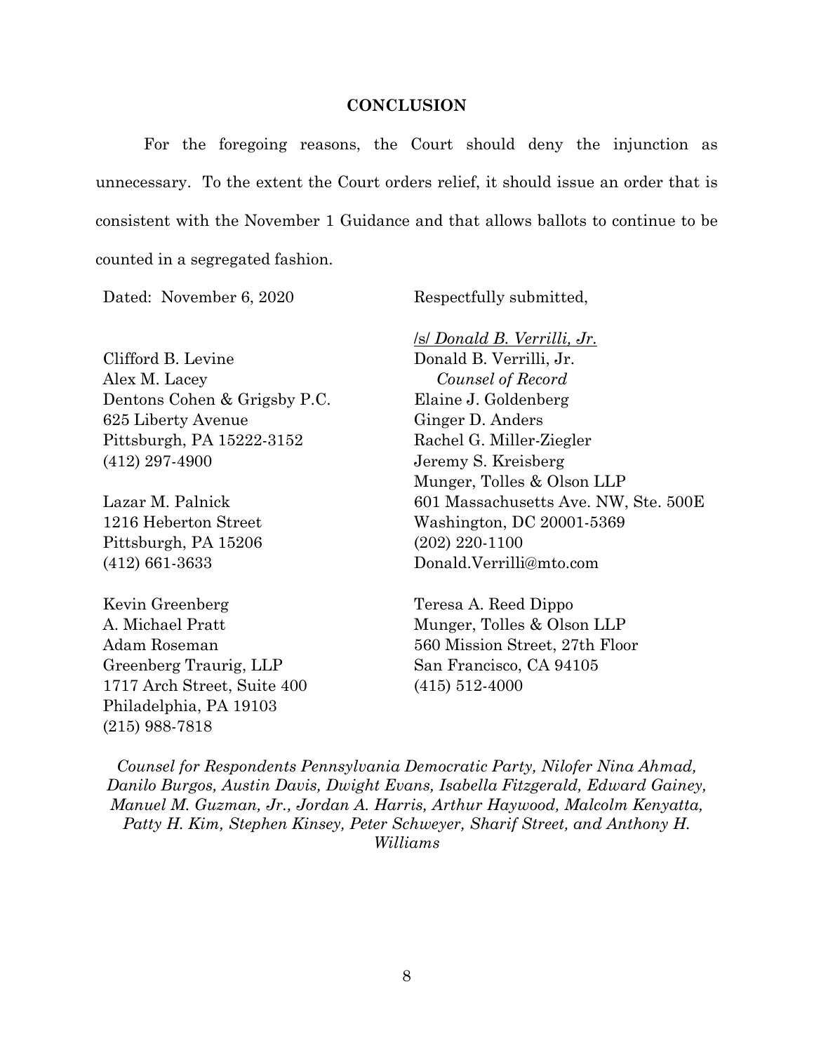**CONCLUSION**

For the foregoing reasons, the Court should deny the injunction as unnecessary. To the extent the Court orders relief, it should issue an order that is consistent with the November 1 Guidance and that allows ballots to continue to be counted in a segregated fashion.

Dated: November 6, 2020

Respectfully submitted,

/s/ *Donald B. Verrilli, Jr.*
Donald B. Verrilli, Jr.
*Counsel of Record*
Elaine J. Goldenberg
Ginger D. Anders
Rachel G. Miller-Ziegler
Jeremy S. Kreisberg
Munger, Tolles & Olson LLP
601 Massachusetts Ave. NW, Ste. 500E
Washington, DC 20001-5369
(202) 220-1100
Donald.Verrilli@mto.com

Teresa A. Reed Dippo
Munger, Tolles & Olson LLP
560 Mission Street, 27th Floor
San Francisco, CA 94105
(415) 512-4000

Clifford B. Levine
Alex M. Lacey
Dentons Cohen & Grigsby P.C.
625 Liberty Avenue
Pittsburgh, PA 15222-3152
(412) 297-4900

Lazar M. Palnick
1216 Heberton Street
Pittsburgh, PA 15206
(412) 661-3633

Kevin Greenberg
A. Michael Pratt
Adam Roseman
Greenberg Traurig, LLP
1717 Arch Street, Suite 400
Philadelphia, PA 19103
(215) 988-7818

*Counsel for Respondents Pennsylvania Democratic Party, Nilofer Nina Ahmad, Danilo Burgos, Austin Davis, Dwight Evans, Isabella Fitzgerald, Edward Gainey, Manuel M. Guzman, Jr., Jordan A. Harris, Arthur Haywood, Malcolm Kenyatta, Patty H. Kim, Stephen Kinsey, Peter Schweyer, Sharif Street, and Anthony H. Williams*